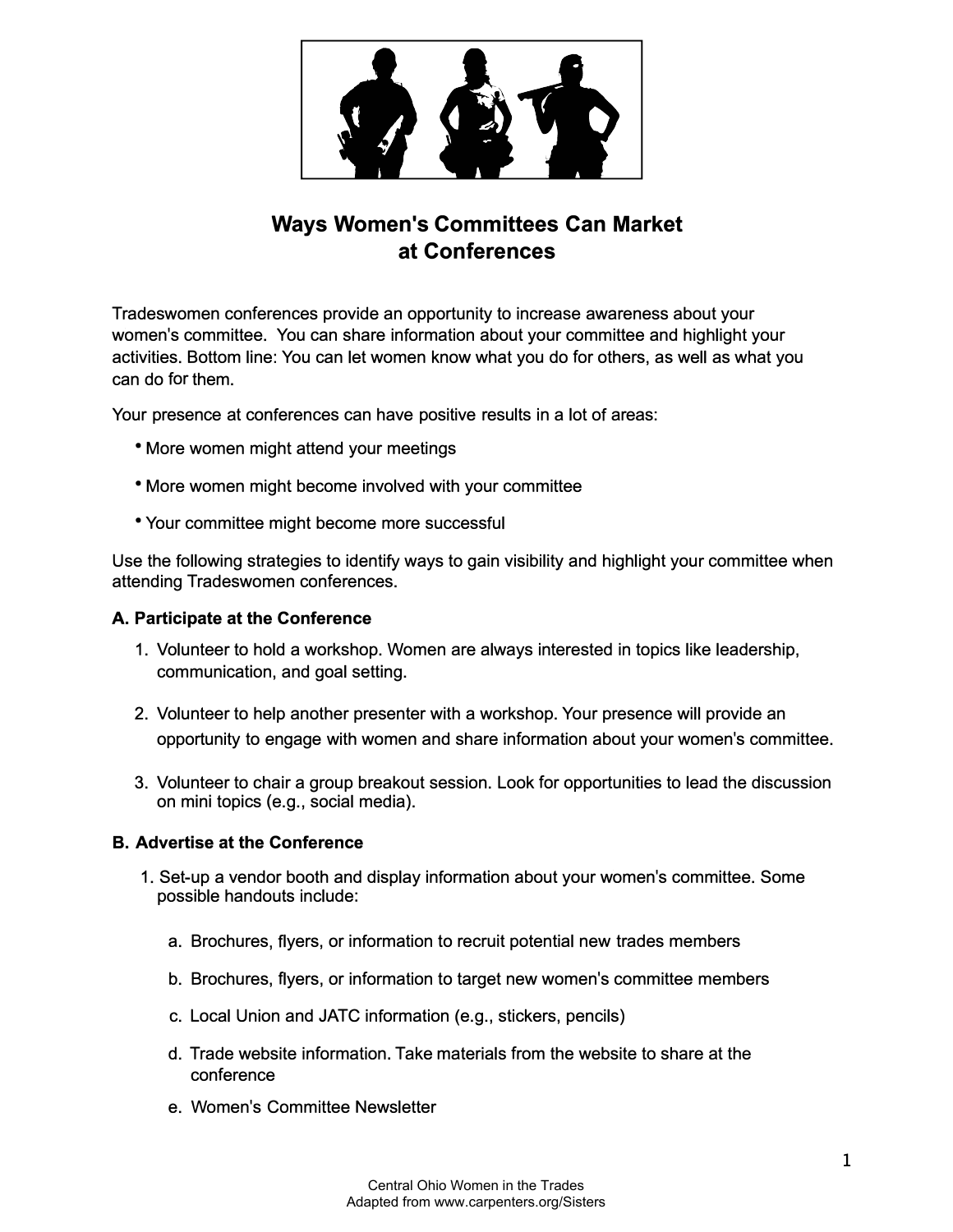# Ways Women's Committees Can Market at Conferences

Tradeswomen conferences provide an opportunity to increase awareness about your women's committee. You can share information about your committee and highlight your activities. Bottom line: You can let women know what you do for others, as well as what you can do for them.

Your presence at conferences can have positive results in a lot of areas:

- More women might attend your meetings
- More women might become involved with your committee
- Your committee might become more successful

Use the following strategies to identify ways to gain visibility and highlight your committee when attending Tradeswomen conferences.

**A. Participate at the Conference**

1. Volunteer to hold a workshop. Women are always interested in topics like leadership, communication, and goal setting.
2. Volunteer to help another presenter with a workshop. Your presence will provide an opportunity to engage with women and share information about your women's committee.
3. Volunteer to chair a group breakout session. Look for opportunities to lead the discussion on mini topics (e.g., social media).

**B. Advertise at the Conference**

1. Set-up a vendor booth and display information about your women's committee. Some possible handouts include:
   a. Brochures, flyers, or information to recruit potential new trades members
   b. Brochures, flyers, or information to target new women's committee members
   c. Local Union and JATC information (e.g., stickers, pencils)
   d. Trade website information. Take materials from the website to share at the conference
   e. Women's Committee Newsletter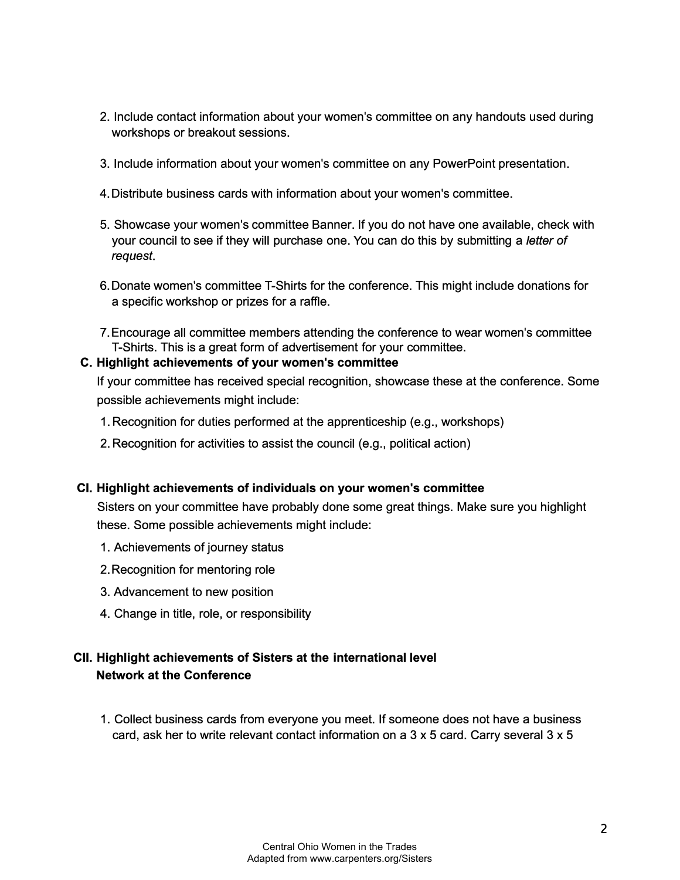2. Include contact information about your women's committee on any handouts used during workshops or breakout sessions.

3. Include information about your women's committee on any PowerPoint presentation.

4. Distribute business cards with information about your women's committee.

5. Showcase your women's committee Banner. If you do not have one available, check with your council to see if they will purchase one. You can do this by submitting a *letter of request*.

6. Donate women's committee T-Shirts for the conference. This might include donations for a specific workshop or prizes for a raffle.

7. Encourage all committee members attending the conference to wear women's committee T-Shirts. This is a great form of advertisement for your committee.

**C. Highlight achievements of your women's committee**

If your committee has received special recognition, showcase these at the conference. Some possible achievements might include:

1. Recognition for duties performed at the apprenticeship (e.g., workshops)
2. Recognition for activities to assist the council (e.g., political action)

**CI. Highlight achievements of individuals on your women's committee**

Sisters on your committee have probably done some great things. Make sure you highlight these. Some possible achievements might include:

1. Achievements of journey status
2. Recognition for mentoring role
3. Advancement to new position
4. Change in title, role, or responsibility

**CII. Highlight achievements of Sisters at the international level**
**Network at the Conference**

1. Collect business cards from everyone you meet. If someone does not have a business card, ask her to write relevant contact information on a 3 x 5 card. Carry several 3 x 5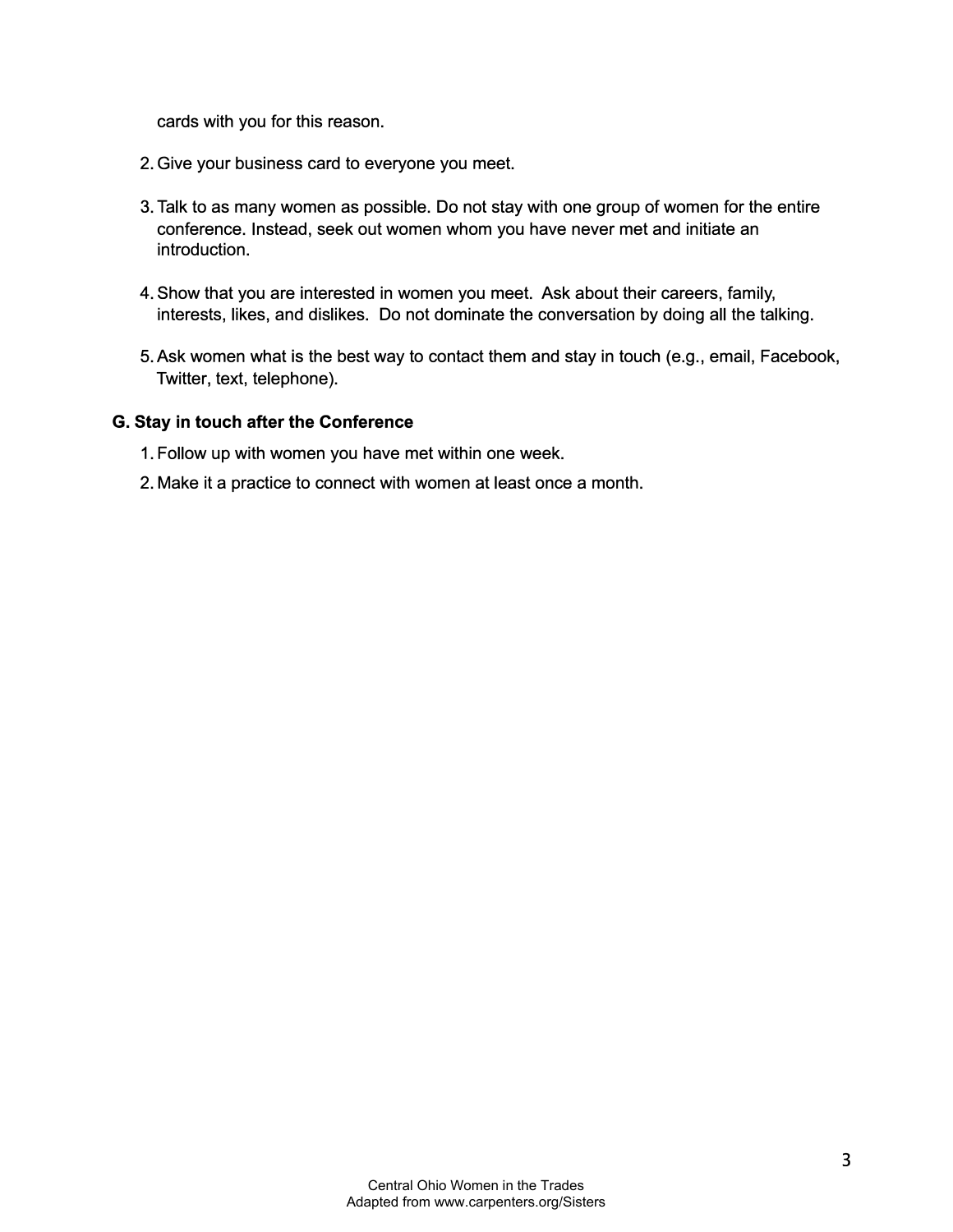cards with you for this reason.

2. Give your business card to everyone you meet.

3. Talk to as many women as possible. Do not stay with one group of women for the entire conference. Instead, seek out women whom you have never met and initiate an introduction.

4. Show that you are interested in women you meet. Ask about their careers, family, interests, likes, and dislikes. Do not dominate the conversation by doing all the talking.

5. Ask women what is the best way to contact them and stay in touch (e.g., email, Facebook, Twitter, text, telephone).

**G. Stay in touch after the Conference**

1. Follow up with women you have met within one week.
2. Make it a practice to connect with women at least once a month.